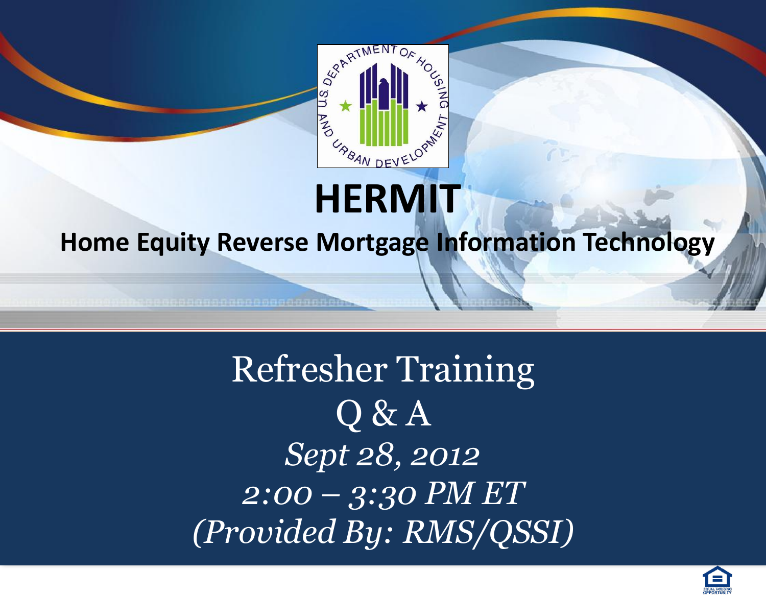# HERMIT

## Home Equity Reverse Mortgage Information Technology

Refresher Training

Q & A

*Sept 28, 2012*

*2:00 – 3:30 PM ET*

*(Provided By: RMS/QSSI)*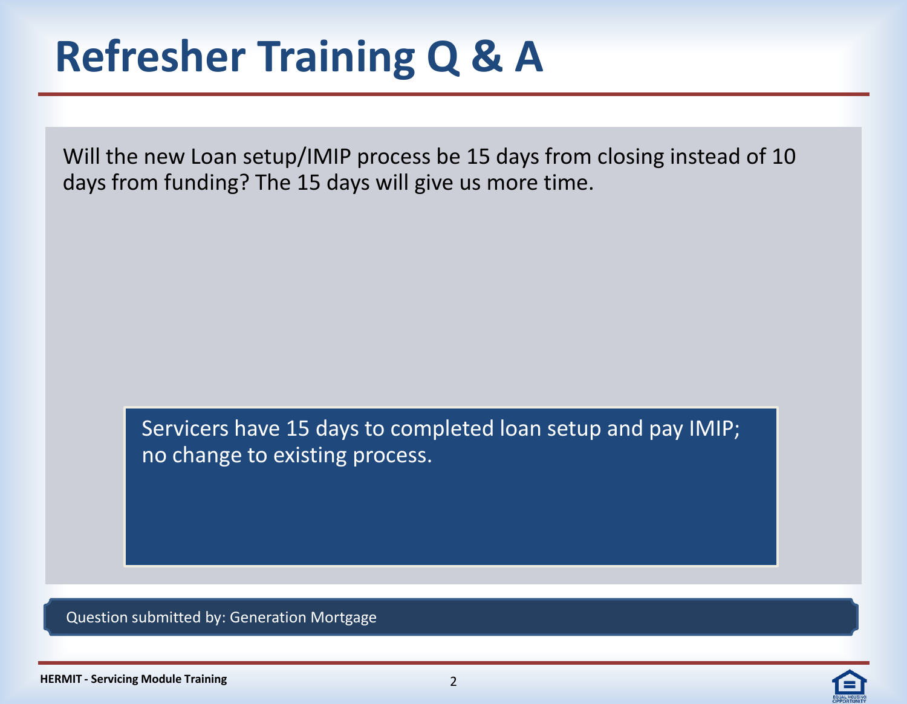# Refresher Training Q & A

Will the new Loan setup/IMIP process be 15 days from closing instead of 10 days from funding? The 15 days will give us more time.

Servicers have 15 days to completed loan setup and pay IMIP; no change to existing process.

Question submitted by: Generation Mortgage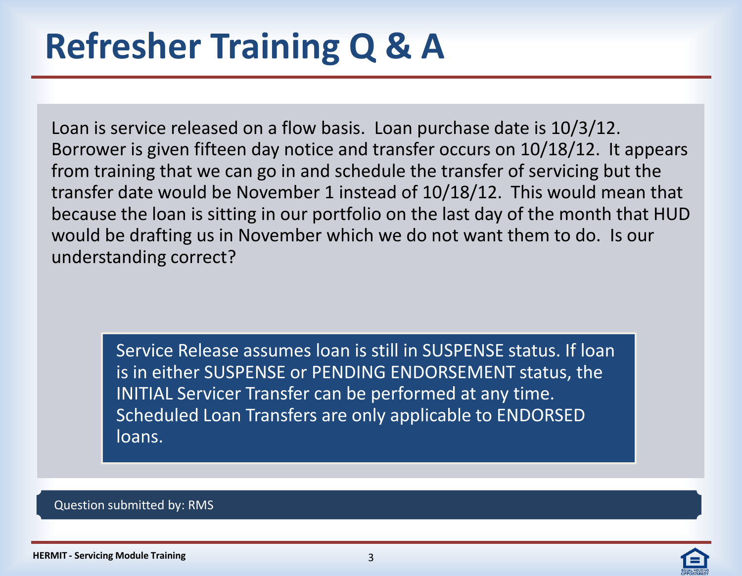# Refresher Training Q & A

Loan is service released on a flow basis. Loan purchase date is 10/3/12. Borrower is given fifteen day notice and transfer occurs on 10/18/12. It appears from training that we can go in and schedule the transfer of servicing but the transfer date would be November 1 instead of 10/18/12. This would mean that because the loan is sitting in our portfolio on the last day of the month that HUD would be drafting us in November which we do not want them to do. Is our understanding correct?

Service Release assumes loan is still in SUSPENSE status. If loan is in either SUSPENSE or PENDING ENDORSEMENT status, the INITIAL Servicer Transfer can be performed at any time. Scheduled Loan Transfers are only applicable to ENDORSED loans.

Question submitted by: RMS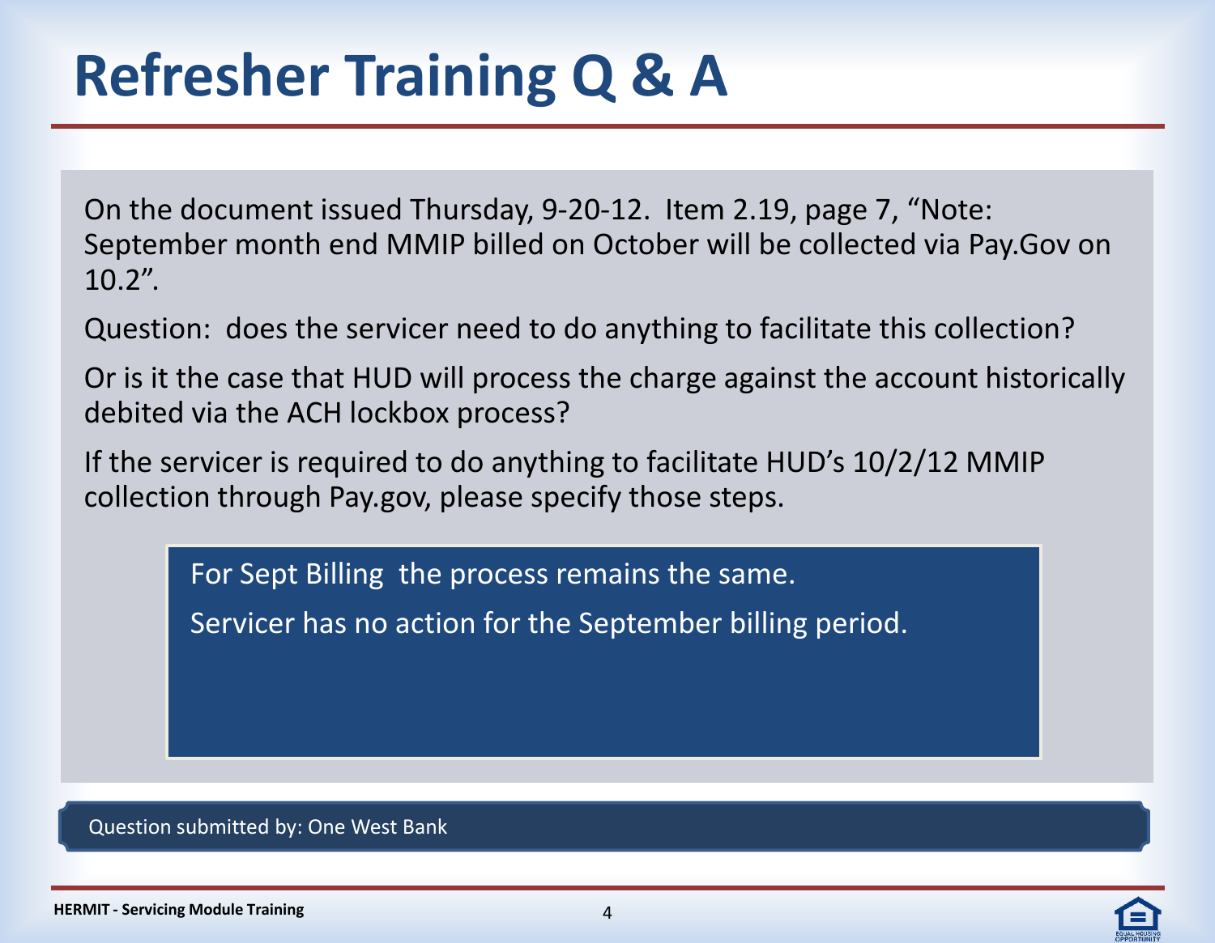# Refresher Training Q & A

On the document issued Thursday, 9-20-12. Item 2.19, page 7, "Note: September month end MMIP billed on October will be collected via Pay.Gov on 10.2".

Question: does the servicer need to do anything to facilitate this collection?

Or is it the case that HUD will process the charge against the account historically debited via the ACH lockbox process?

If the servicer is required to do anything to facilitate HUD's 10/2/12 MMIP collection through Pay.gov, please specify those steps.

> For Sept Billing the process remains the same.
>
> Servicer has no action for the September billing period.

Question submitted by: One West Bank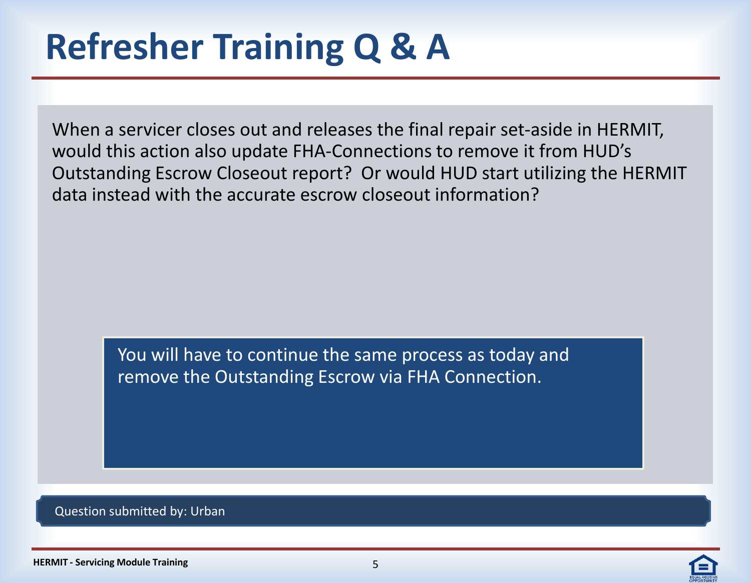# Refresher Training Q & A

When a servicer closes out and releases the final repair set-aside in HERMIT, would this action also update FHA-Connections to remove it from HUD's Outstanding Escrow Closeout report? Or would HUD start utilizing the HERMIT data instead with the accurate escrow closeout information?

You will have to continue the same process as today and remove the Outstanding Escrow via FHA Connection.

Question submitted by: Urban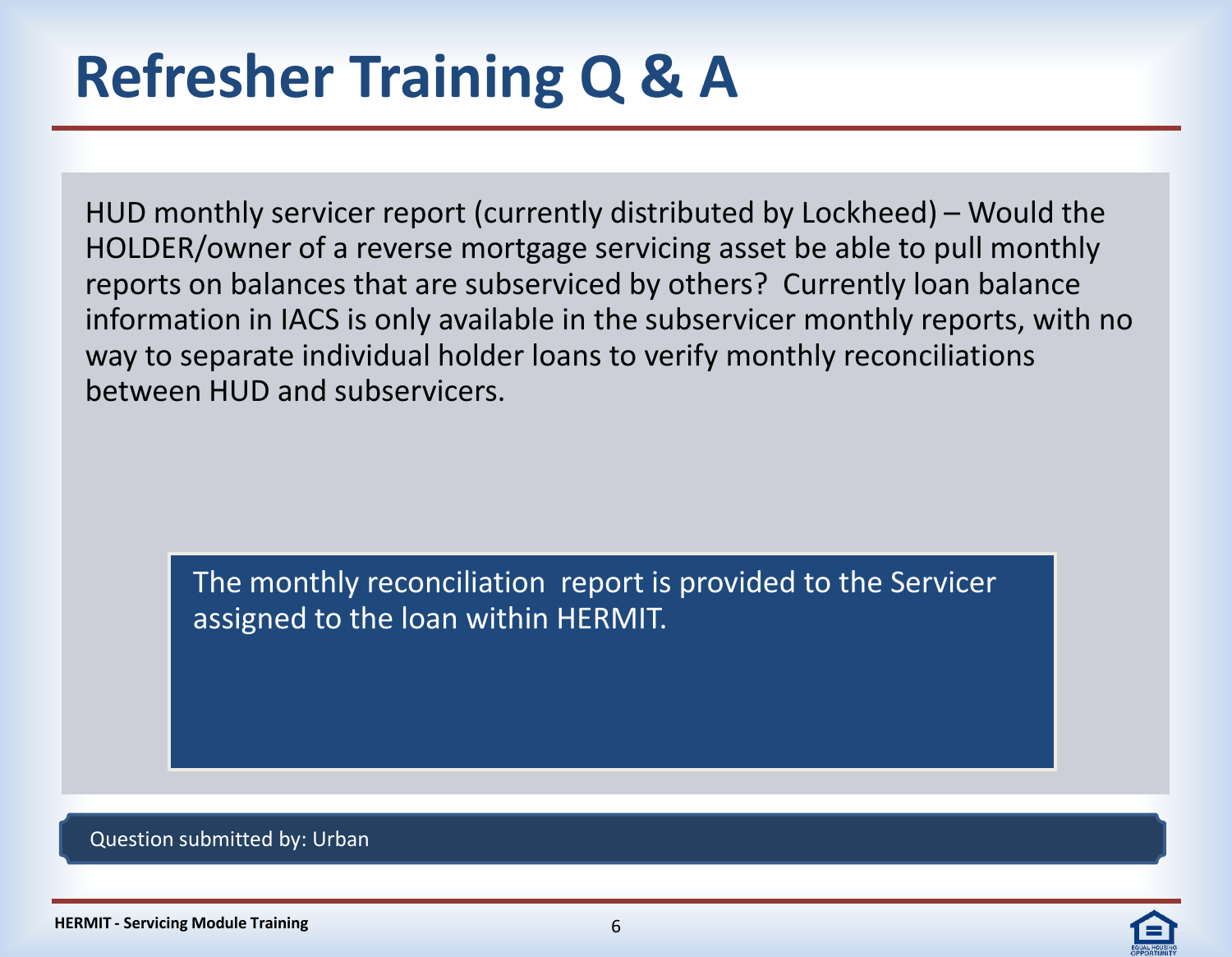# Refresher Training Q & A

HUD monthly servicer report (currently distributed by Lockheed) – Would the HOLDER/owner of a reverse mortgage servicing asset be able to pull monthly reports on balances that are subserviced by others? Currently loan balance information in IACS is only available in the subservicer monthly reports, with no way to separate individual holder loans to verify monthly reconciliations between HUD and subservicers.

The monthly reconciliation report is provided to the Servicer assigned to the loan within HERMIT.

Question submitted by: Urban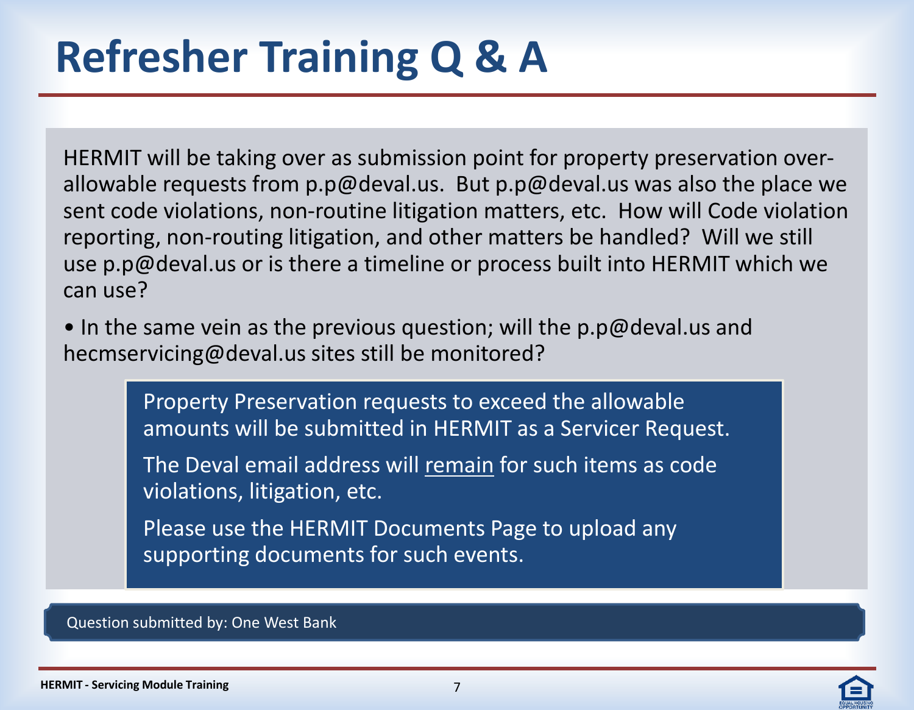# Refresher Training Q & A

HERMIT will be taking over as submission point for property preservation over-allowable requests from p.p@deval.us. But p.p@deval.us was also the place we sent code violations, non-routine litigation matters, etc. How will Code violation reporting, non-routing litigation, and other matters be handled? Will we still use p.p@deval.us or is there a timeline or process built into HERMIT which we can use?

- In the same vein as the previous question; will the p.p@deval.us and hecmservicing@deval.us sites still be monitored?

> Property Preservation requests to exceed the allowable amounts will be submitted in HERMIT as a Servicer Request.
>
> The Deval email address will <u>remain</u> for such items as code violations, litigation, etc.
>
> Please use the HERMIT Documents Page to upload any supporting documents for such events.

Question submitted by: One West Bank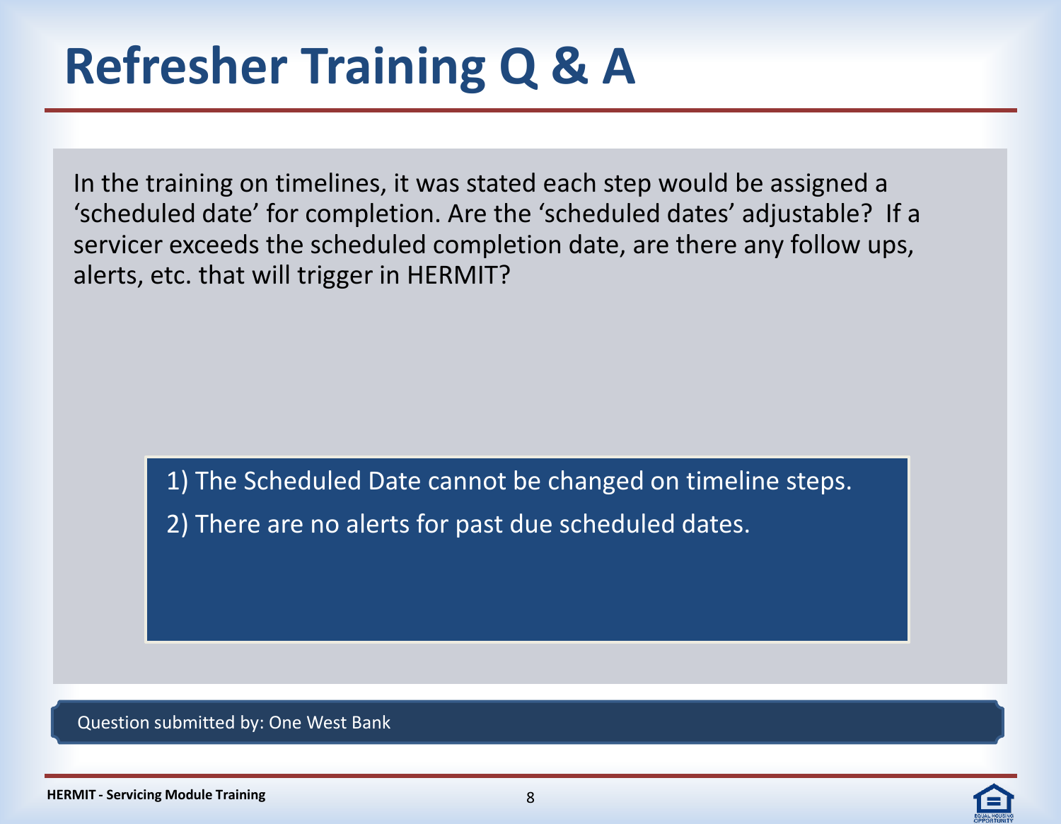# Refresher Training Q & A

In the training on timelines, it was stated each step would be assigned a 'scheduled date' for completion. Are the 'scheduled dates' adjustable? If a servicer exceeds the scheduled completion date, are there any follow ups, alerts, etc. that will trigger in HERMIT?

1) The Scheduled Date cannot be changed on timeline steps.

2) There are no alerts for past due scheduled dates.

Question submitted by: One West Bank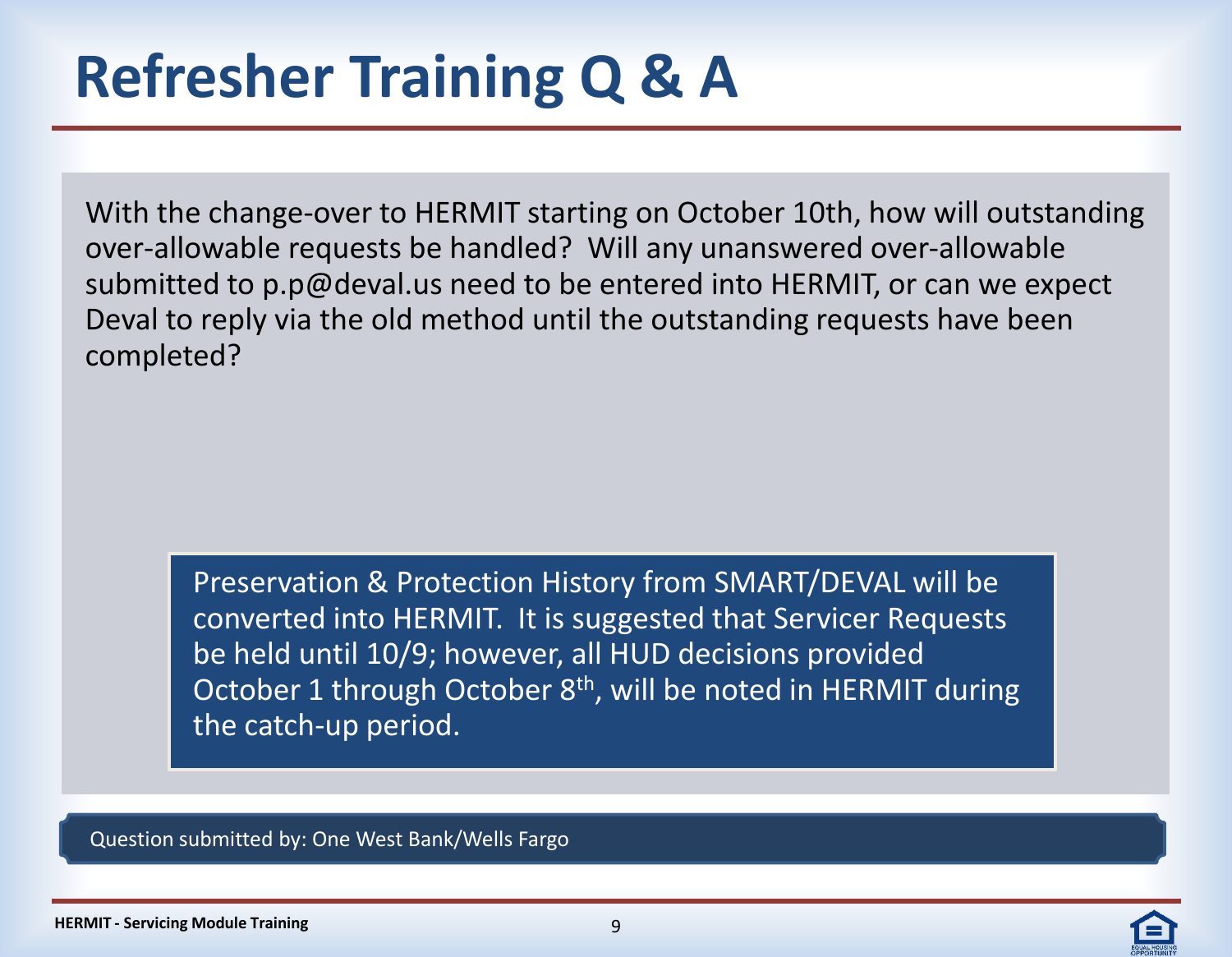# Refresher Training Q & A

With the change-over to HERMIT starting on October 10th, how will outstanding over-allowable requests be handled? Will any unanswered over-allowable submitted to p.p@deval.us need to be entered into HERMIT, or can we expect Deval to reply via the old method until the outstanding requests have been completed?

Preservation & Protection History from SMART/DEVAL will be converted into HERMIT. It is suggested that Servicer Requests be held until 10/9; however, all HUD decisions provided October 1 through October 8th, will be noted in HERMIT during the catch-up period.

Question submitted by: One West Bank/Wells Fargo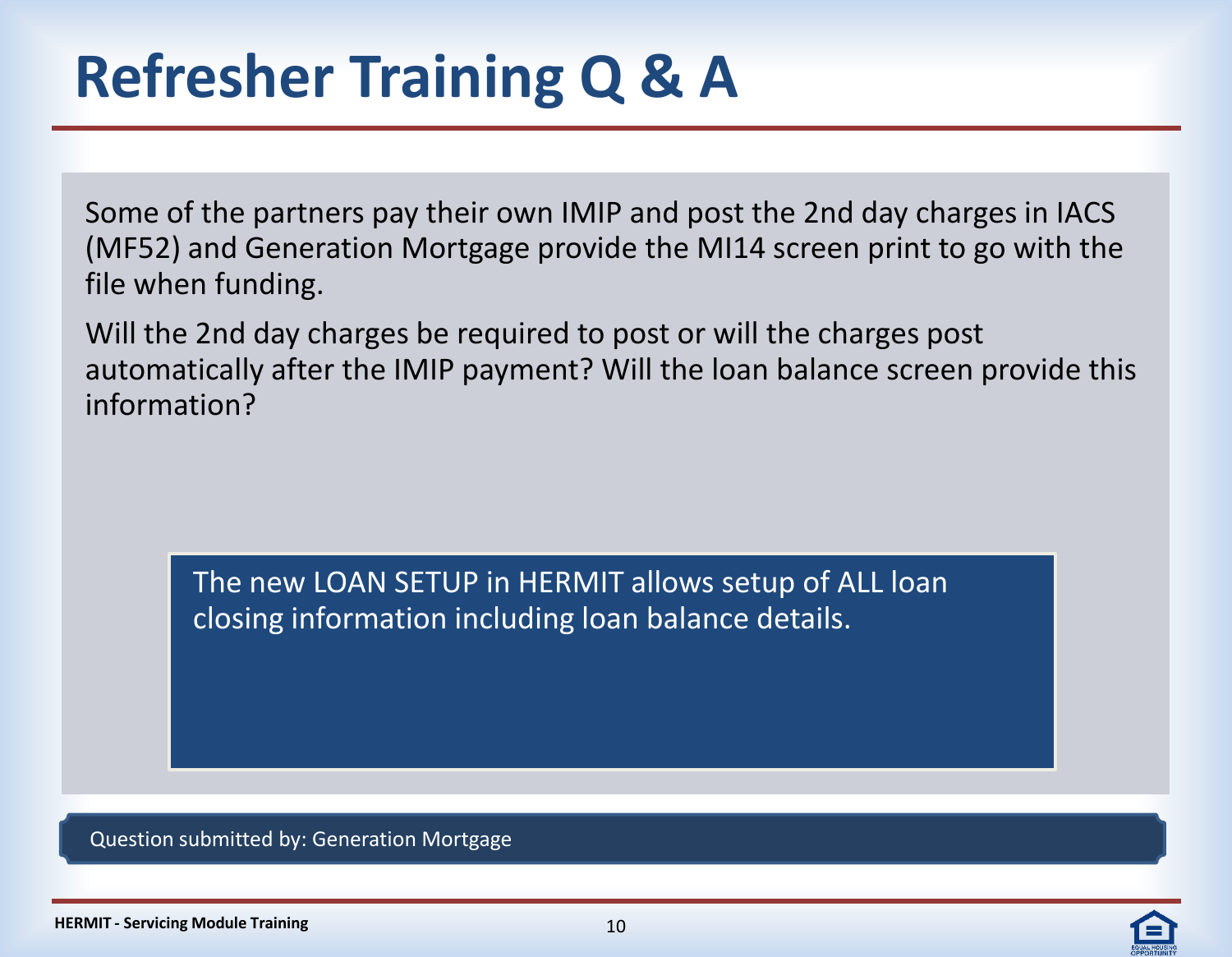# Refresher Training Q & A

Some of the partners pay their own IMIP and post the 2nd day charges in IACS (MF52) and Generation Mortgage provide the MI14 screen print to go with the file when funding.

Will the 2nd day charges be required to post or will the charges post automatically after the IMIP payment? Will the loan balance screen provide this information?

The new LOAN SETUP in HERMIT allows setup of ALL loan closing information including loan balance details.

Question submitted by: Generation Mortgage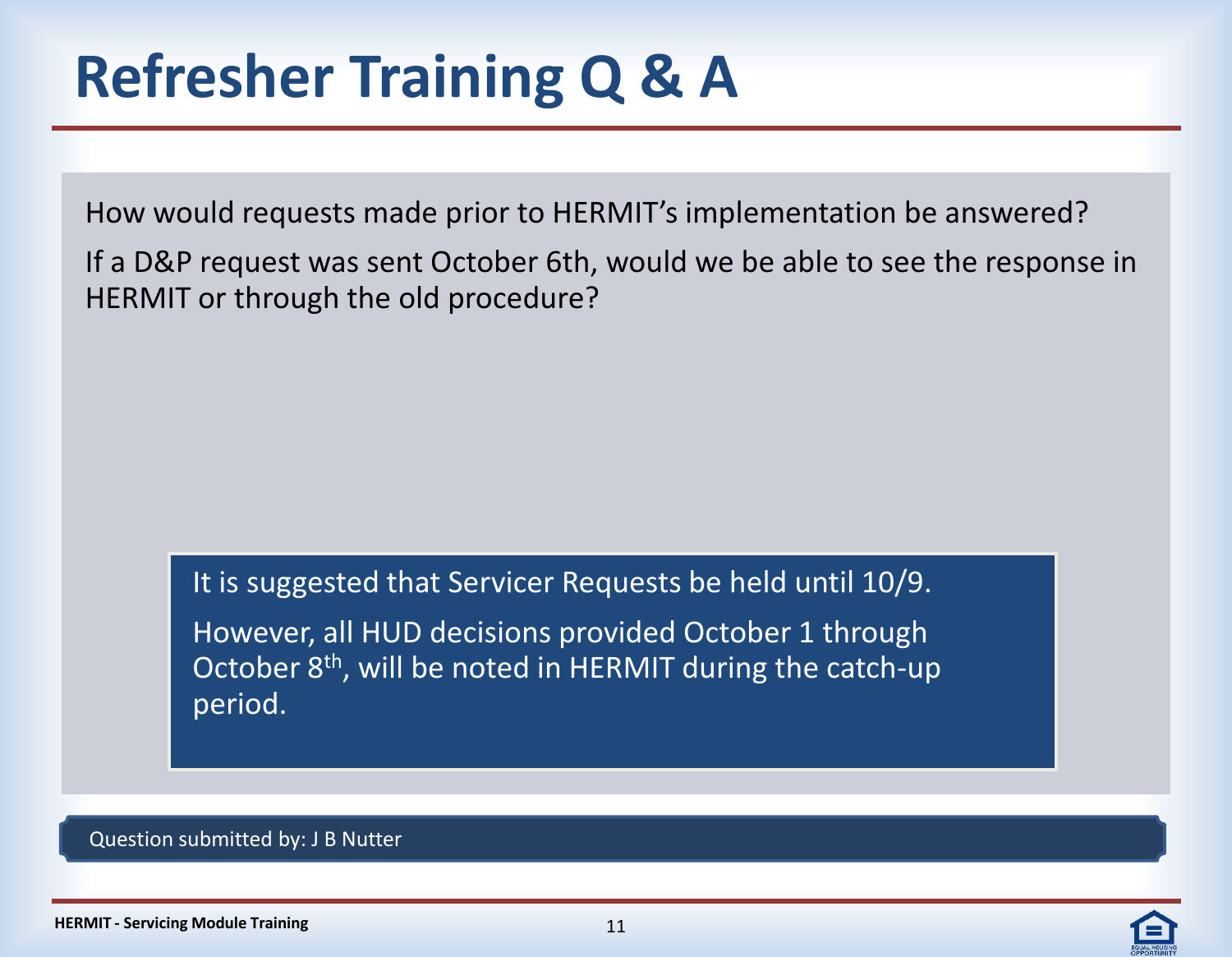# Refresher Training Q & A

How would requests made prior to HERMIT's implementation be answered?

If a D&P request was sent October 6th, would we be able to see the response in HERMIT or through the old procedure?

> It is suggested that Servicer Requests be held until 10/9.
>
> However, all HUD decisions provided October 1 through October 8th, will be noted in HERMIT during the catch-up period.

Question submitted by: J B Nutter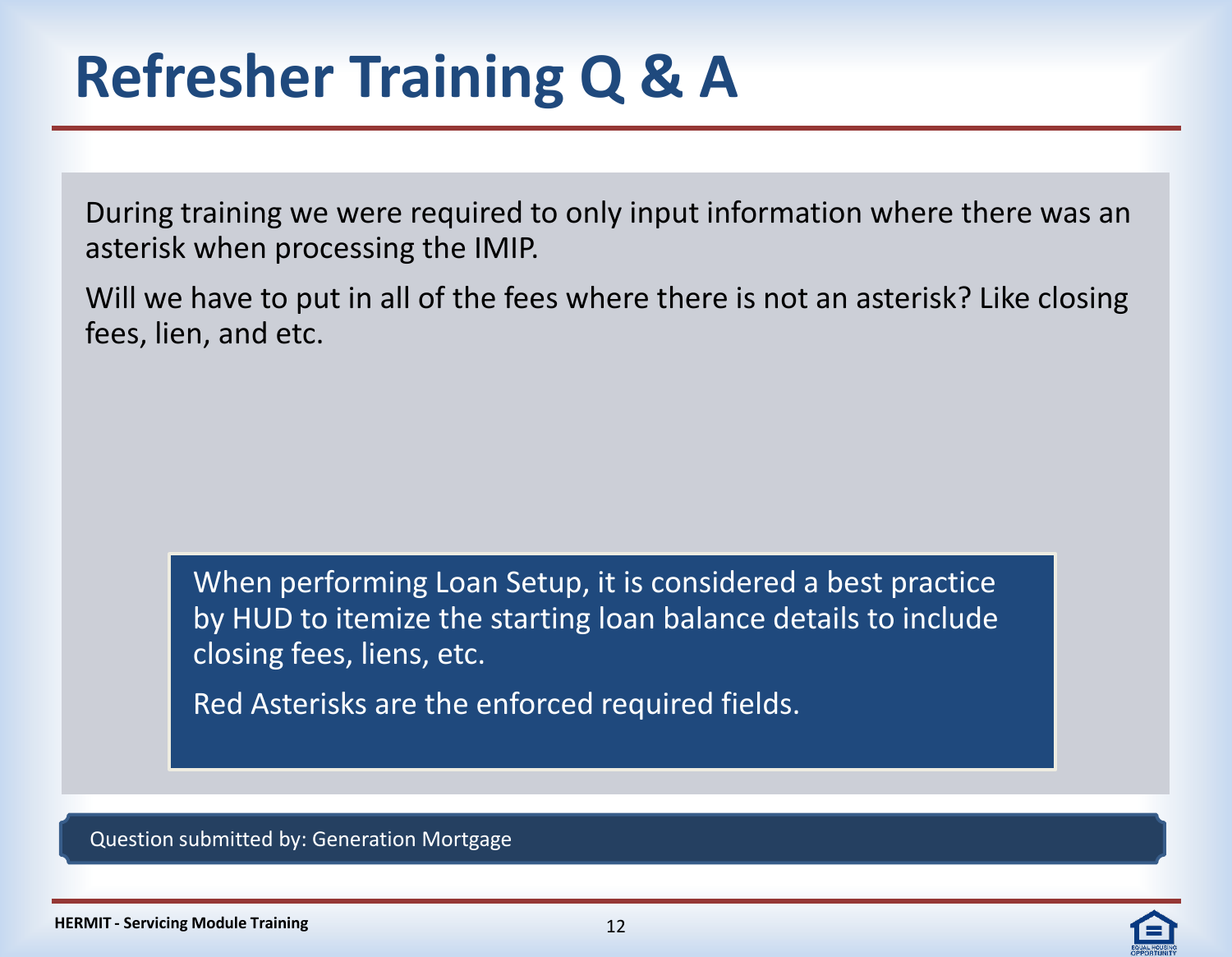# Refresher Training Q & A

During training we were required to only input information where there was an asterisk when processing the IMIP.

Will we have to put in all of the fees where there is not an asterisk? Like closing fees, lien, and etc.

When performing Loan Setup, it is considered a best practice by HUD to itemize the starting loan balance details to include closing fees, liens, etc.

Red Asterisks are the enforced required fields.

Question submitted by: Generation Mortgage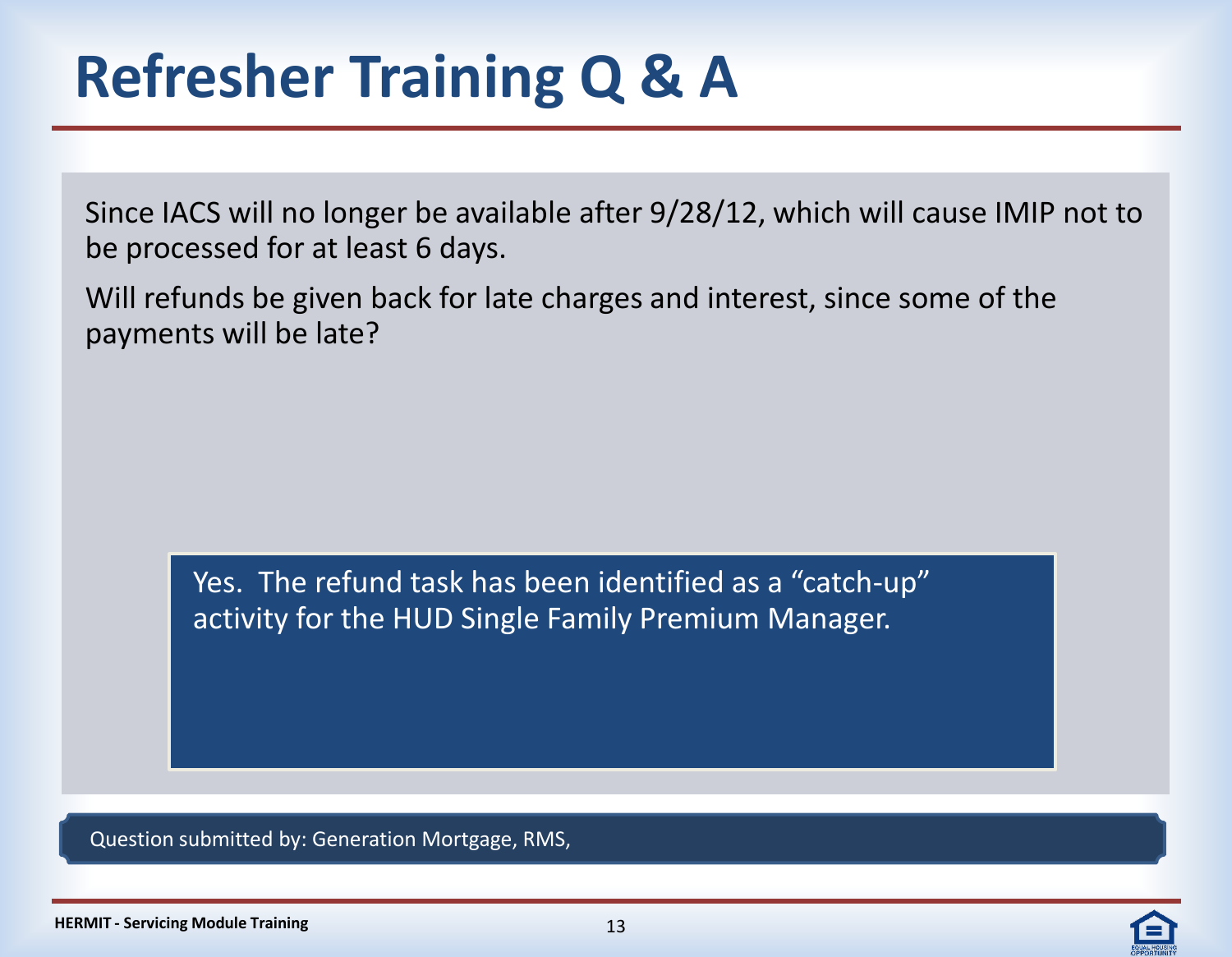# Refresher Training Q & A

Since IACS will no longer be available after 9/28/12, which will cause IMIP not to be processed for at least 6 days.

Will refunds be given back for late charges and interest, since some of the payments will be late?

Yes. The refund task has been identified as a "catch-up" activity for the HUD Single Family Premium Manager.

Question submitted by: Generation Mortgage, RMS,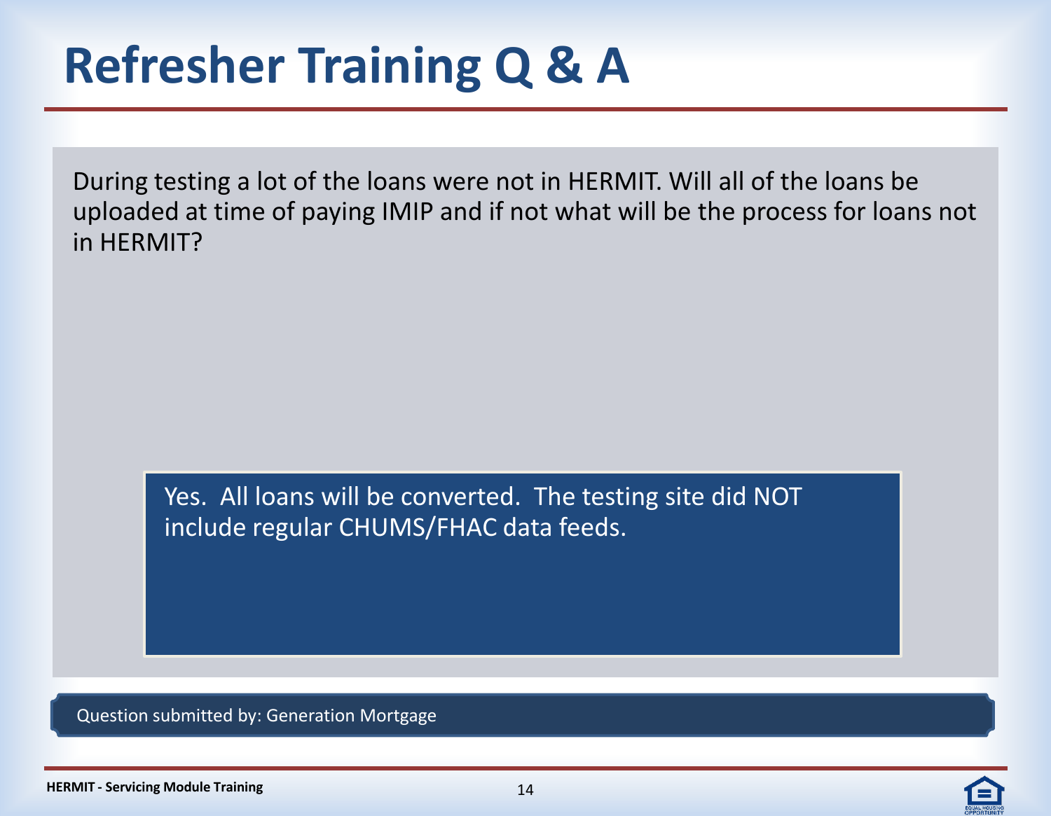# Refresher Training Q & A

During testing a lot of the loans were not in HERMIT. Will all of the loans be uploaded at time of paying IMIP and if not what will be the process for loans not in HERMIT?

Yes. All loans will be converted. The testing site did NOT include regular CHUMS/FHAC data feeds.

Question submitted by: Generation Mortgage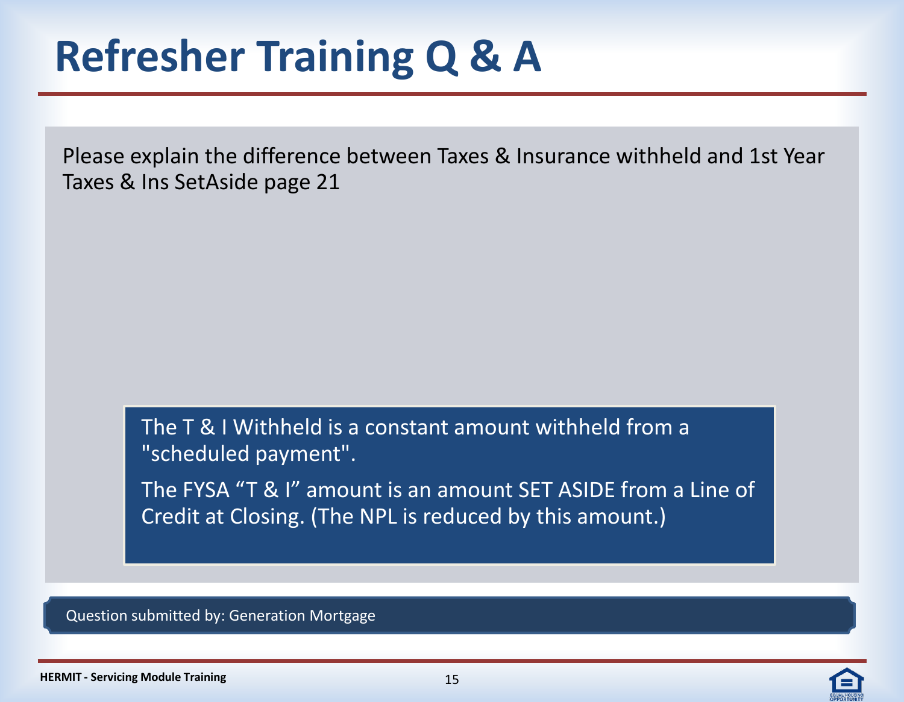# Refresher Training Q & A

Please explain the difference between Taxes & Insurance withheld and 1st Year Taxes & Ins SetAside page 21

The T & I Withheld is a constant amount withheld from a "scheduled payment".

The FYSA "T & I" amount is an amount SET ASIDE from a Line of Credit at Closing. (The NPL is reduced by this amount.)

Question submitted by: Generation Mortgage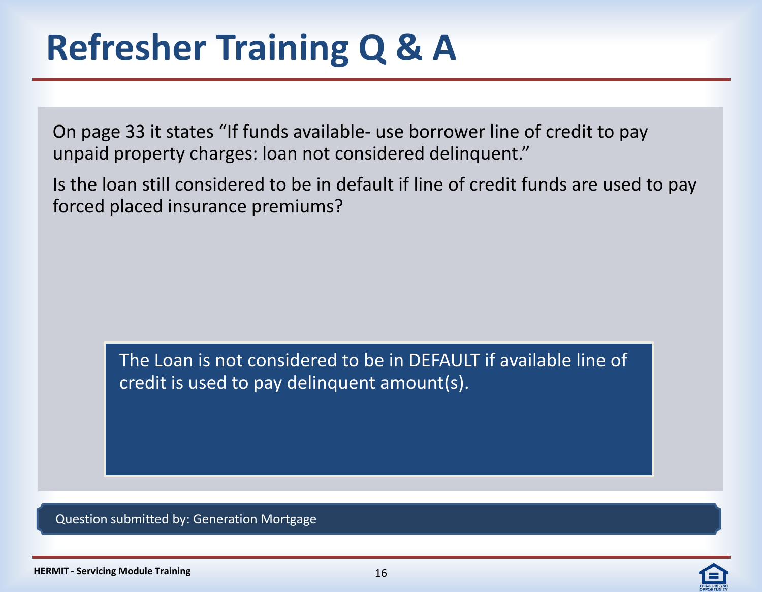# Refresher Training Q & A

On page 33 it states "If funds available- use borrower line of credit to pay unpaid property charges: loan not considered delinquent."

Is the loan still considered to be in default if line of credit funds are used to pay forced placed insurance premiums?

The Loan is not considered to be in DEFAULT if available line of credit is used to pay delinquent amount(s).

Question submitted by: Generation Mortgage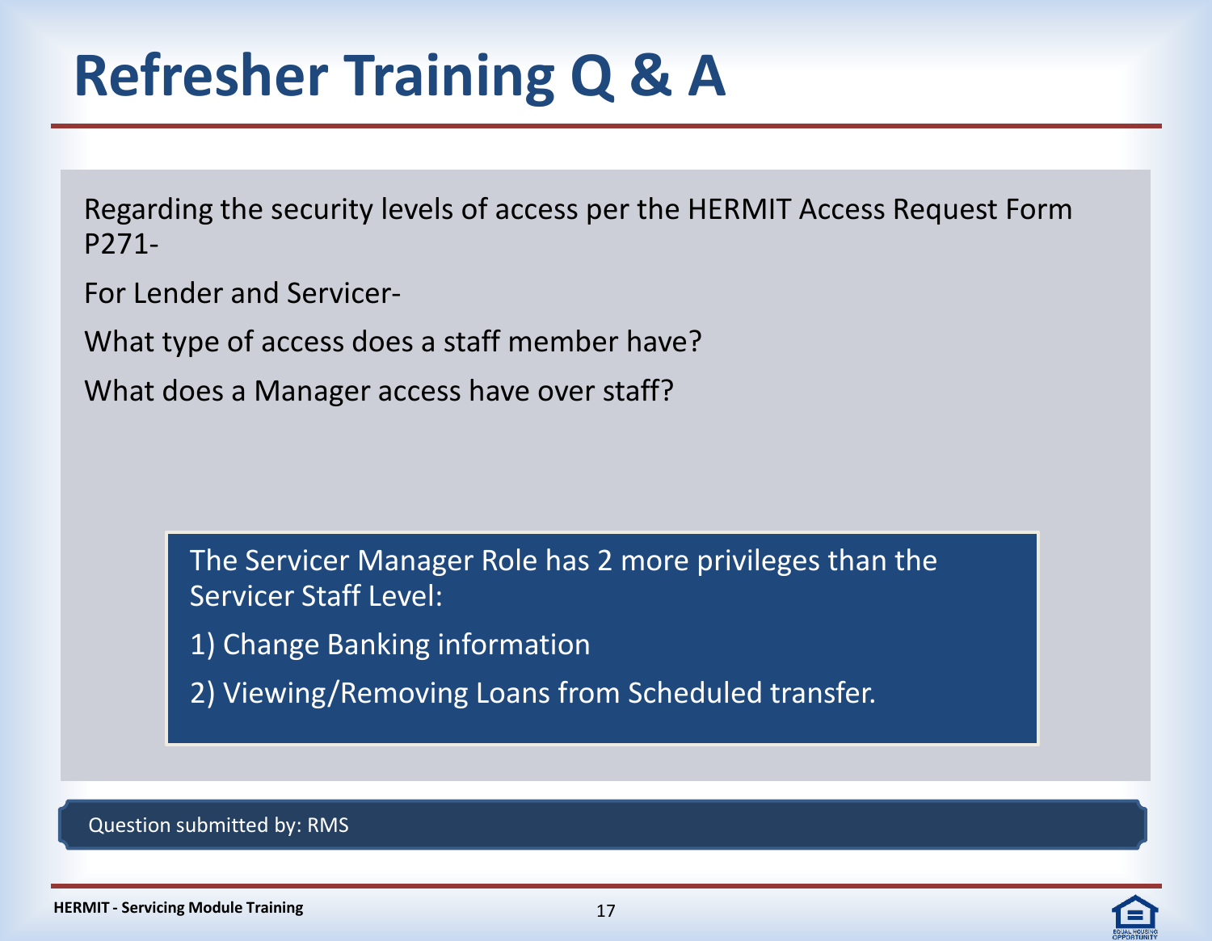# Refresher Training Q & A

Regarding the security levels of access per the HERMIT Access Request Form P271-

For Lender and Servicer-

What type of access does a staff member have?

What does a Manager access have over staff?

The Servicer Manager Role has 2 more privileges than the Servicer Staff Level:

1) Change Banking information

2) Viewing/Removing Loans from Scheduled transfer.

Question submitted by: RMS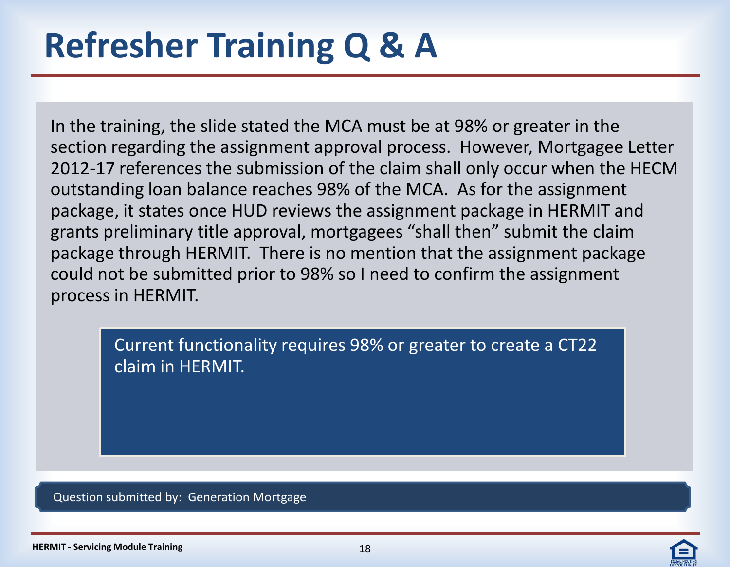# Refresher Training Q & A

In the training, the slide stated the MCA must be at 98% or greater in the section regarding the assignment approval process. However, Mortgagee Letter 2012-17 references the submission of the claim shall only occur when the HECM outstanding loan balance reaches 98% of the MCA. As for the assignment package, it states once HUD reviews the assignment package in HERMIT and grants preliminary title approval, mortgagees "shall then" submit the claim package through HERMIT. There is no mention that the assignment package could not be submitted prior to 98% so I need to confirm the assignment process in HERMIT.

Current functionality requires 98% or greater to create a CT22 claim in HERMIT.

Question submitted by: Generation Mortgage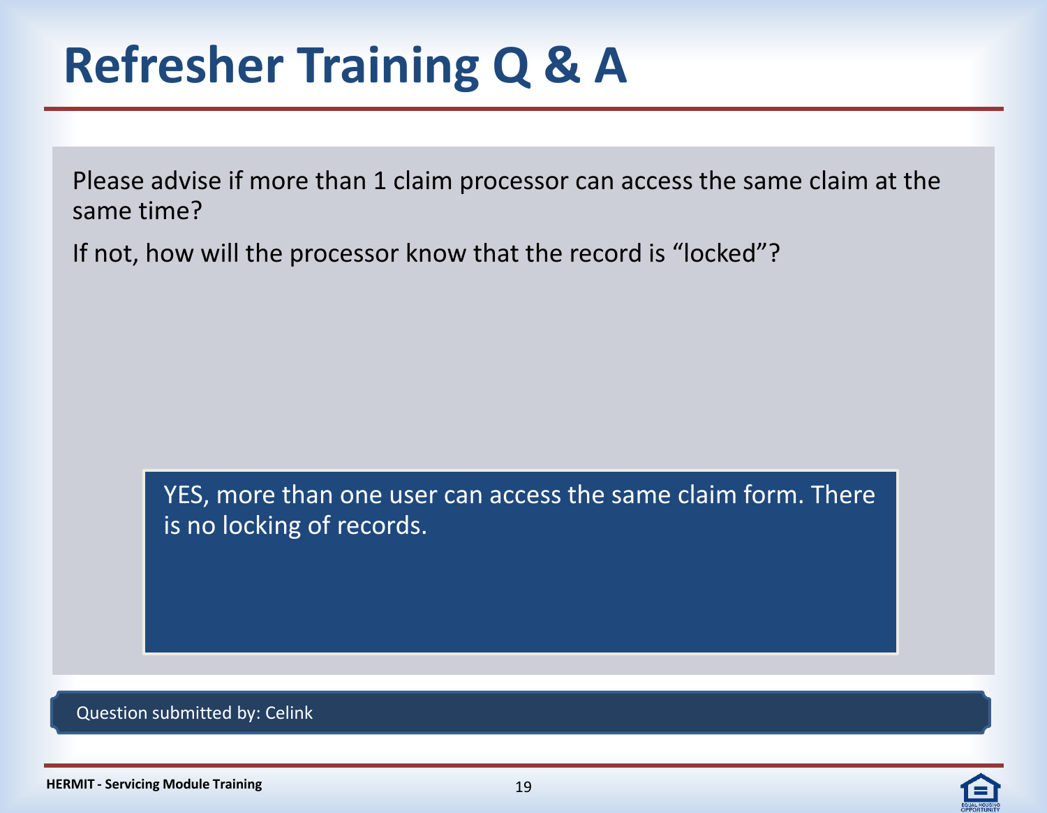# Refresher Training Q & A

Please advise if more than 1 claim processor can access the same claim at the same time?

If not, how will the processor know that the record is "locked"?

YES, more than one user can access the same claim form. There is no locking of records.

Question submitted by: Celink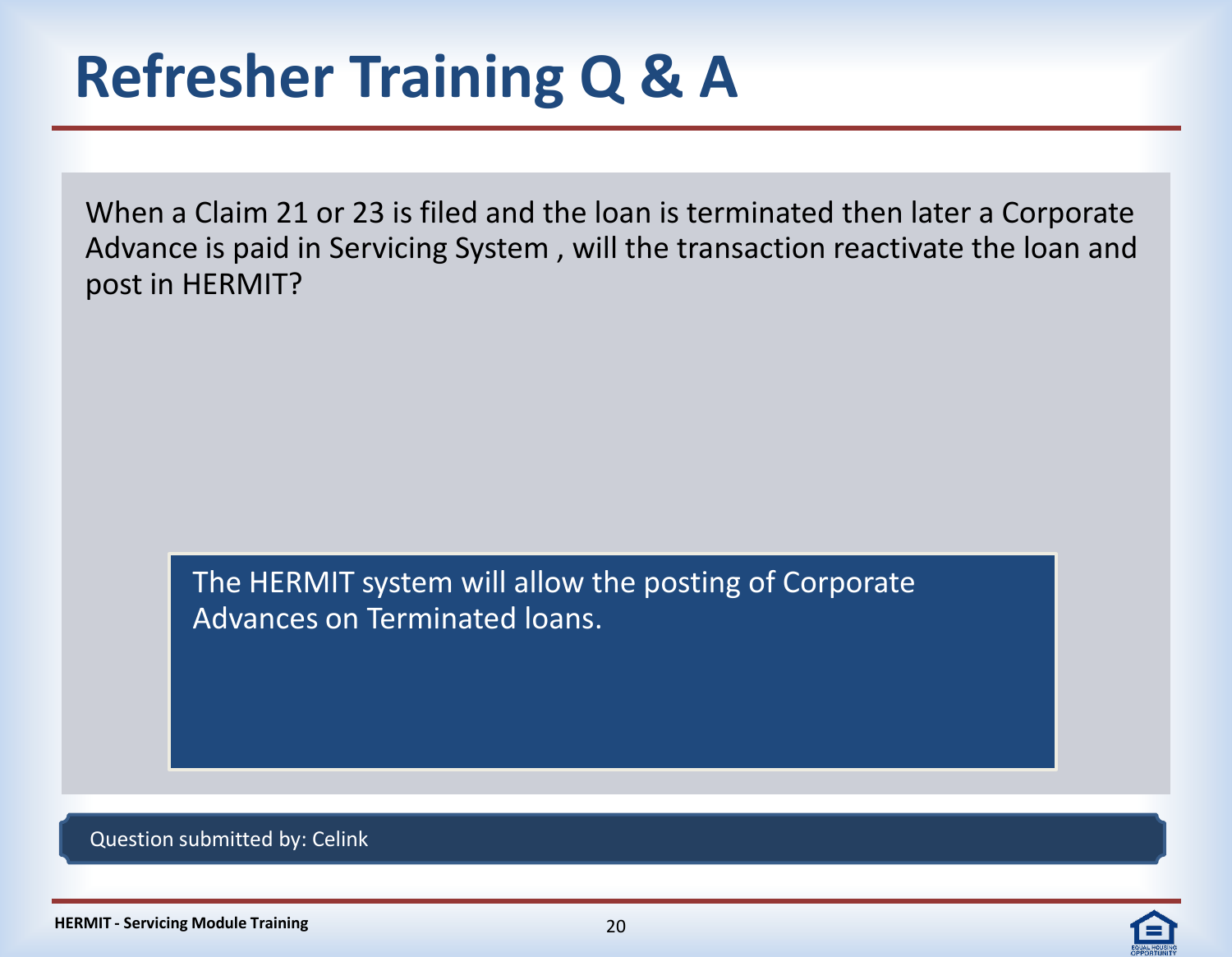# Refresher Training Q & A

When a Claim 21 or 23 is filed and the loan is terminated then later a Corporate Advance is paid in Servicing System , will the transaction reactivate the loan and post in HERMIT?

The HERMIT system will allow the posting of Corporate Advances on Terminated loans.

Question submitted by: Celink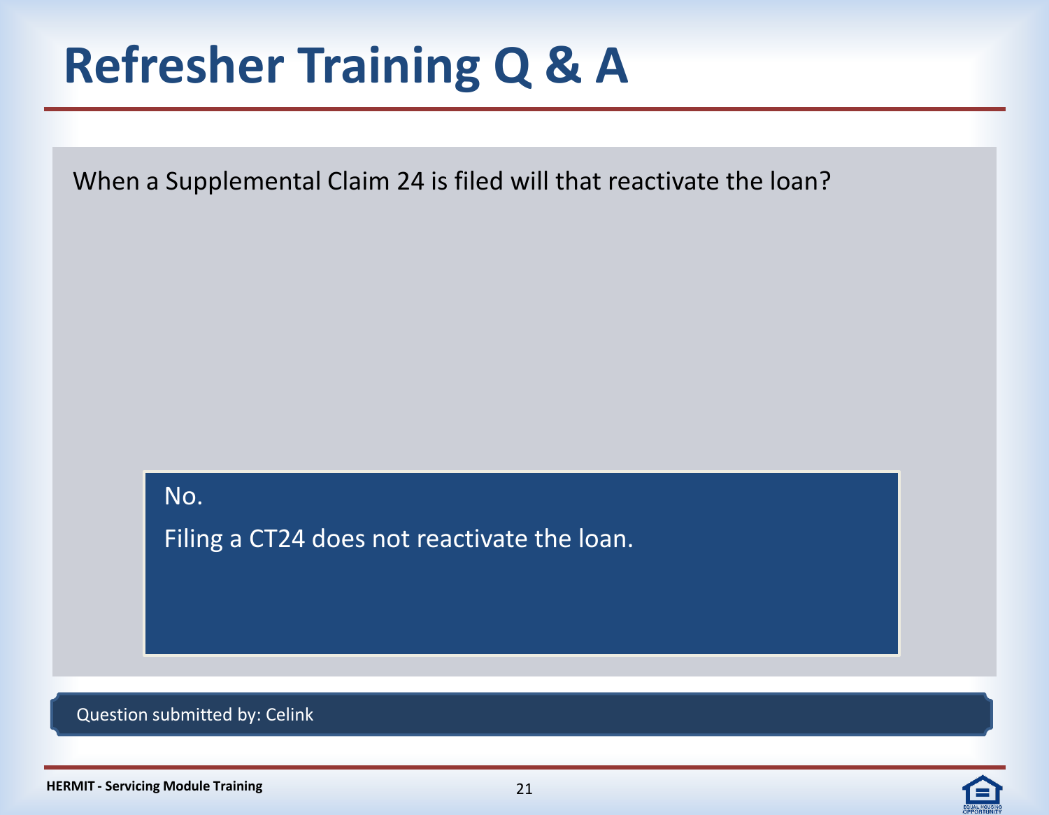# Refresher Training Q & A

When a Supplemental Claim 24 is filed will that reactivate the loan?

No.

Filing a CT24 does not reactivate the loan.

Question submitted by: Celink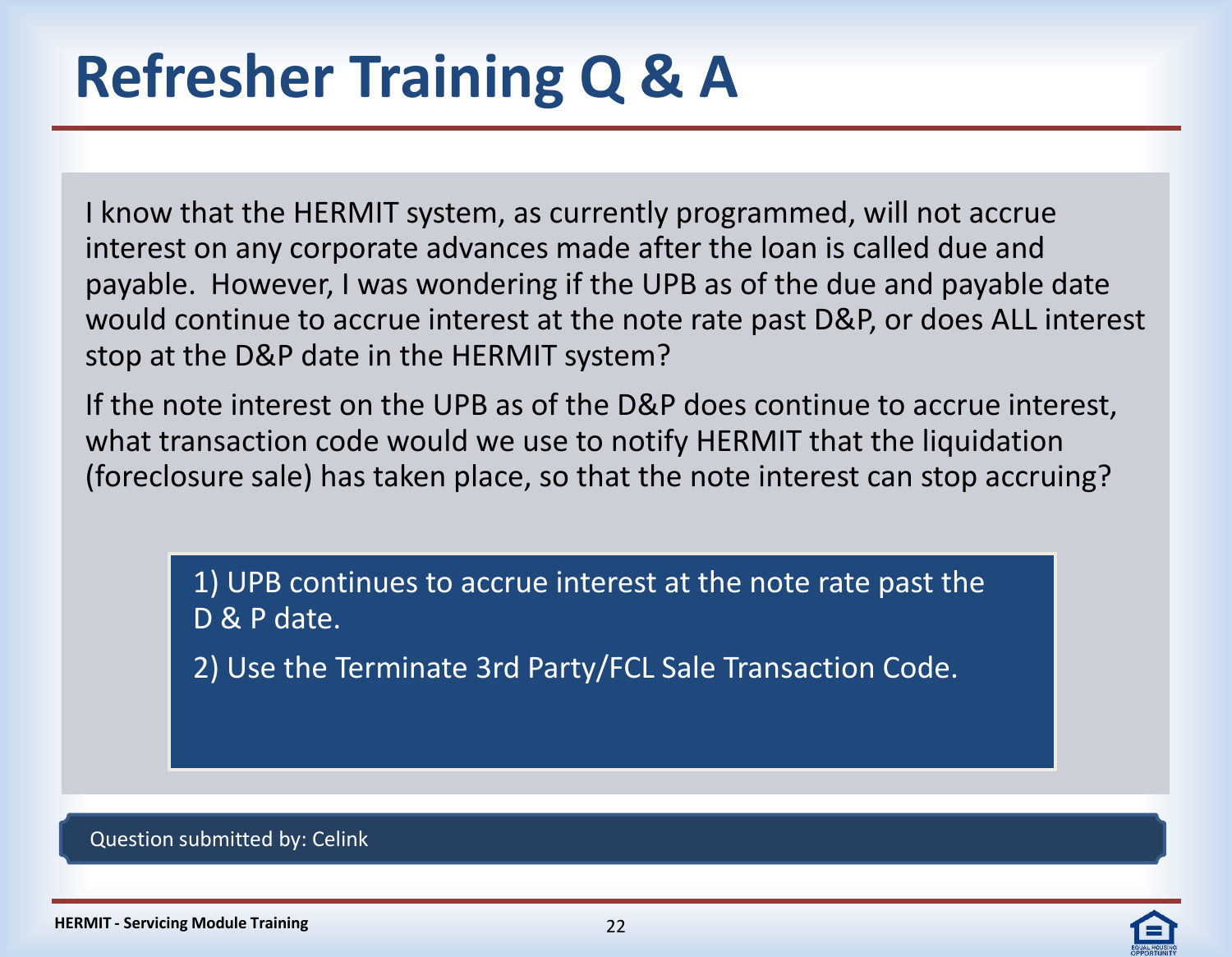# Refresher Training Q & A

I know that the HERMIT system, as currently programmed, will not accrue interest on any corporate advances made after the loan is called due and payable. However, I was wondering if the UPB as of the due and payable date would continue to accrue interest at the note rate past D&P, or does ALL interest stop at the D&P date in the HERMIT system?

If the note interest on the UPB as of the D&P does continue to accrue interest, what transaction code would we use to notify HERMIT that the liquidation (foreclosure sale) has taken place, so that the note interest can stop accruing?

1) UPB continues to accrue interest at the note rate past the D & P date.

2) Use the Terminate 3rd Party/FCL Sale Transaction Code.

Question submitted by: Celink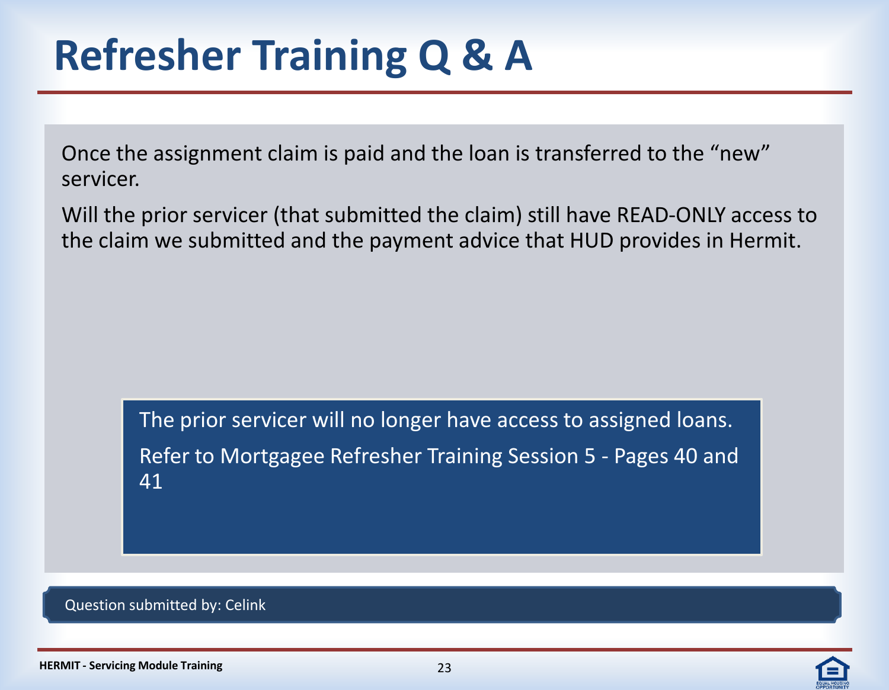# Refresher Training Q & A

Once the assignment claim is paid and the loan is transferred to the "new" servicer.

Will the prior servicer (that submitted the claim) still have READ-ONLY access to the claim we submitted and the payment advice that HUD provides in Hermit.

The prior servicer will no longer have access to assigned loans.

Refer to Mortgagee Refresher Training Session 5 - Pages 40 and 41

Question submitted by: Celink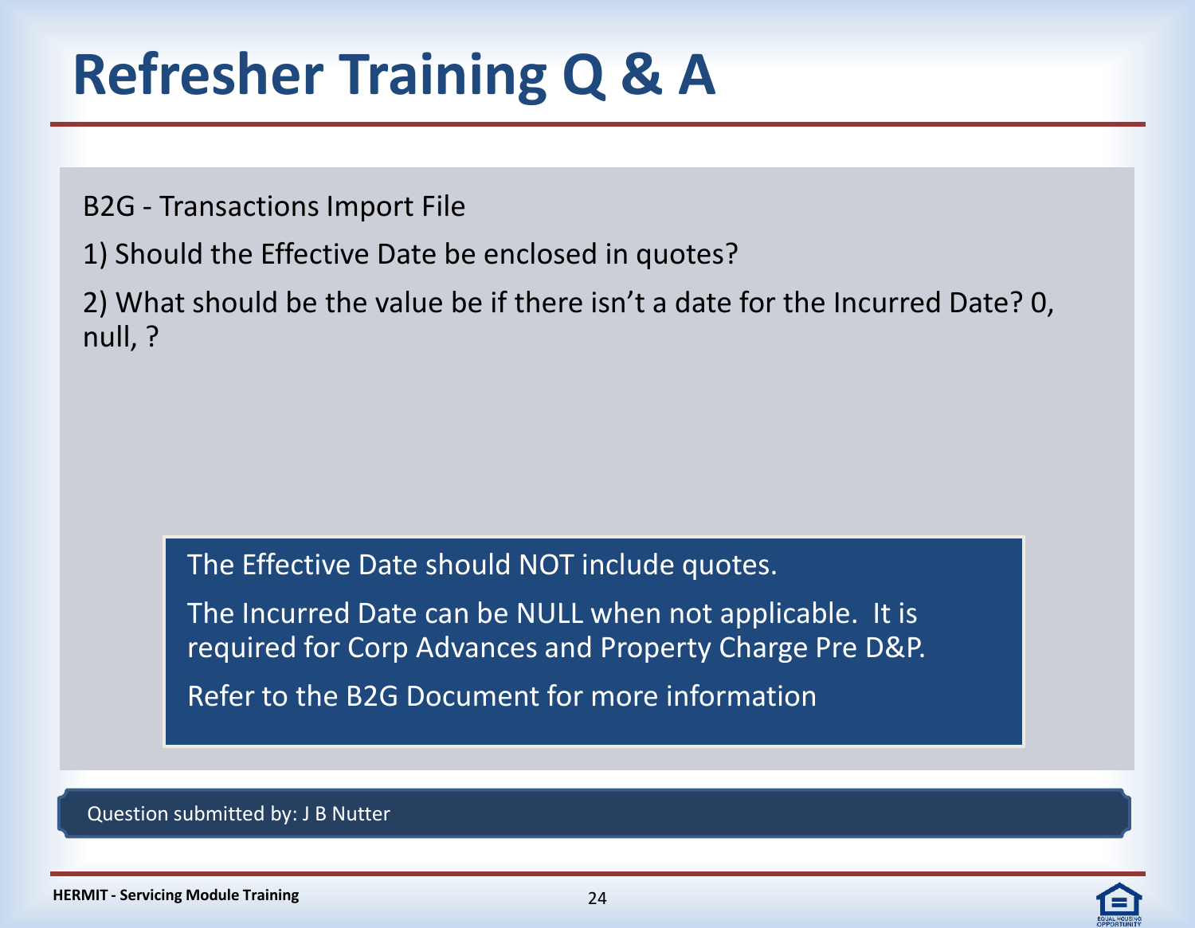# Refresher Training Q & A

B2G - Transactions Import File

1) Should the Effective Date be enclosed in quotes?

2) What should be the value be if there isn't a date for the Incurred Date? 0, null, ?

The Effective Date should NOT include quotes.

The Incurred Date can be NULL when not applicable. It is required for Corp Advances and Property Charge Pre D&P.

Refer to the B2G Document for more information

Question submitted by: J B Nutter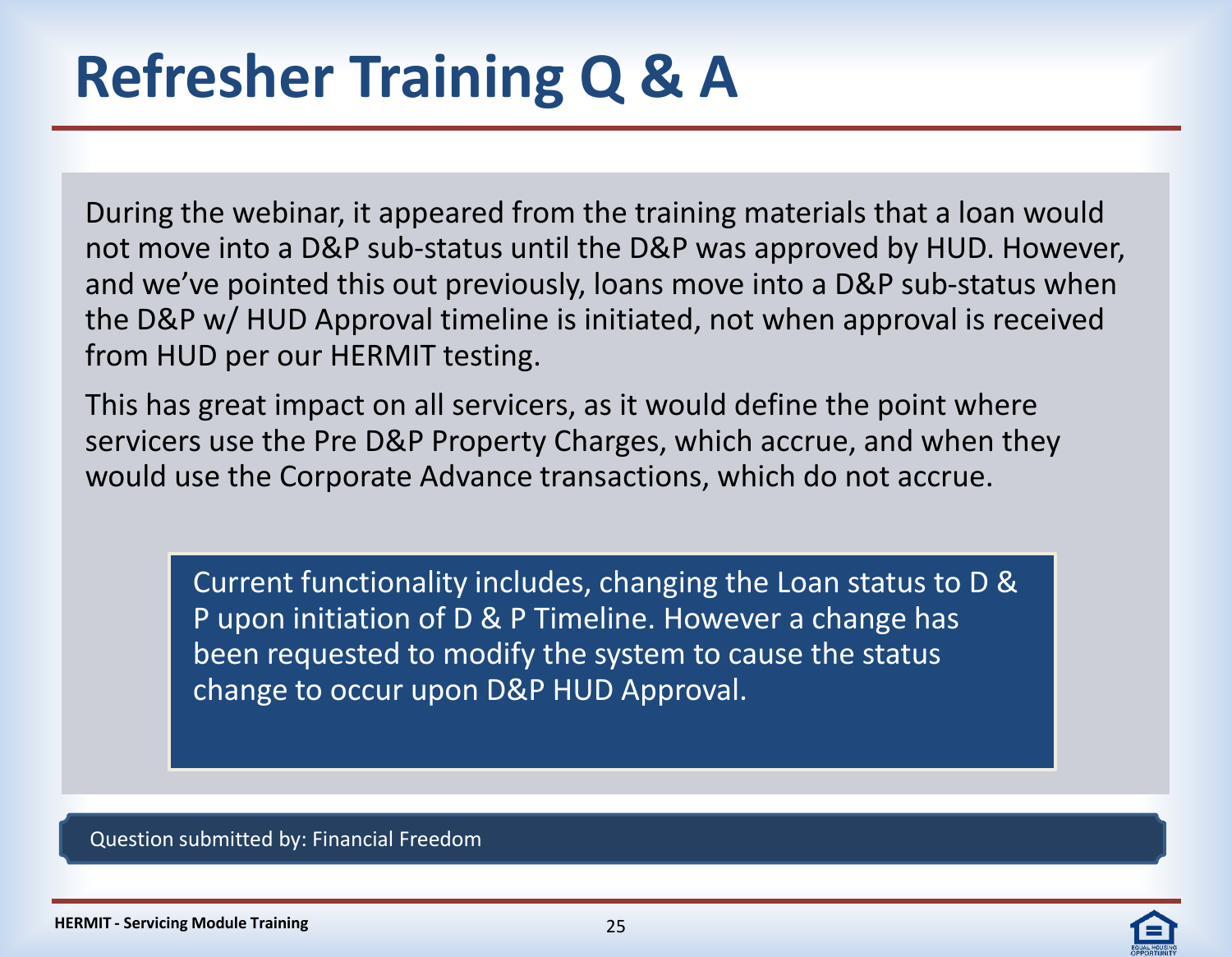# Refresher Training Q & A

During the webinar, it appeared from the training materials that a loan would not move into a D&P sub-status until the D&P was approved by HUD. However, and we've pointed this out previously, loans move into a D&P sub-status when the D&P w/ HUD Approval timeline is initiated, not when approval is received from HUD per our HERMIT testing.

This has great impact on all servicers, as it would define the point where servicers use the Pre D&P Property Charges, which accrue, and when they would use the Corporate Advance transactions, which do not accrue.

Current functionality includes, changing the Loan status to D & P upon initiation of D & P Timeline. However a change has been requested to modify the system to cause the status change to occur upon D&P HUD Approval.

Question submitted by: Financial Freedom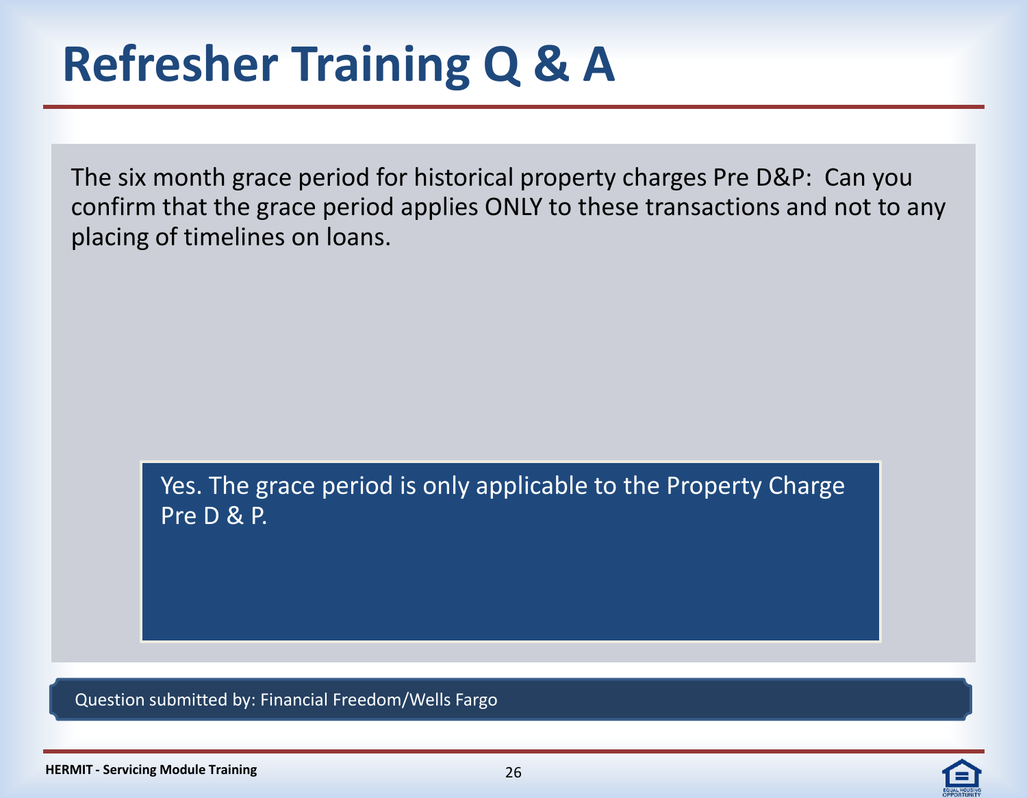# Refresher Training Q & A

The six month grace period for historical property charges Pre D&P: Can you confirm that the grace period applies ONLY to these transactions and not to any placing of timelines on loans.

Yes. The grace period is only applicable to the Property Charge Pre D & P.

Question submitted by: Financial Freedom/Wells Fargo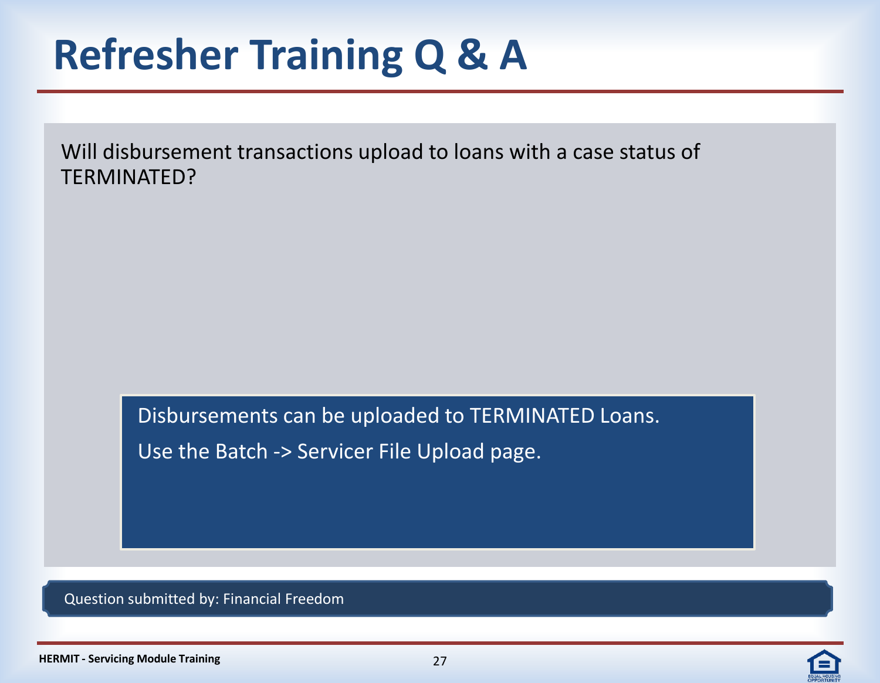# Refresher Training Q & A

Will disbursement transactions upload to loans with a case status of TERMINATED?

Disbursements can be uploaded to TERMINATED Loans.

Use the Batch -> Servicer File Upload page.

Question submitted by: Financial Freedom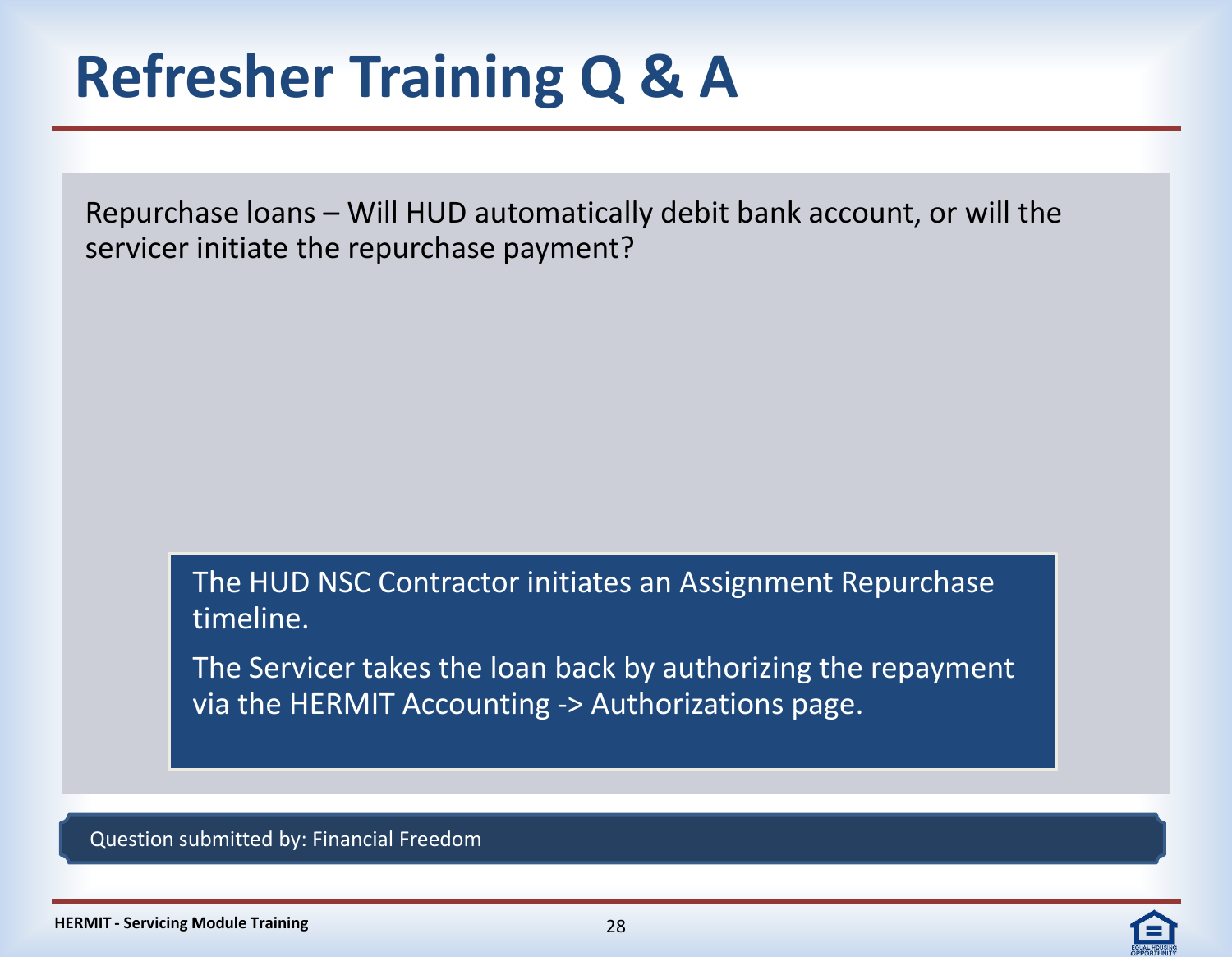# Refresher Training Q & A

Repurchase loans – Will HUD automatically debit bank account, or will the servicer initiate the repurchase payment?

The HUD NSC Contractor initiates an Assignment Repurchase timeline.

The Servicer takes the loan back by authorizing the repayment via the HERMIT Accounting -> Authorizations page.

Question submitted by: Financial Freedom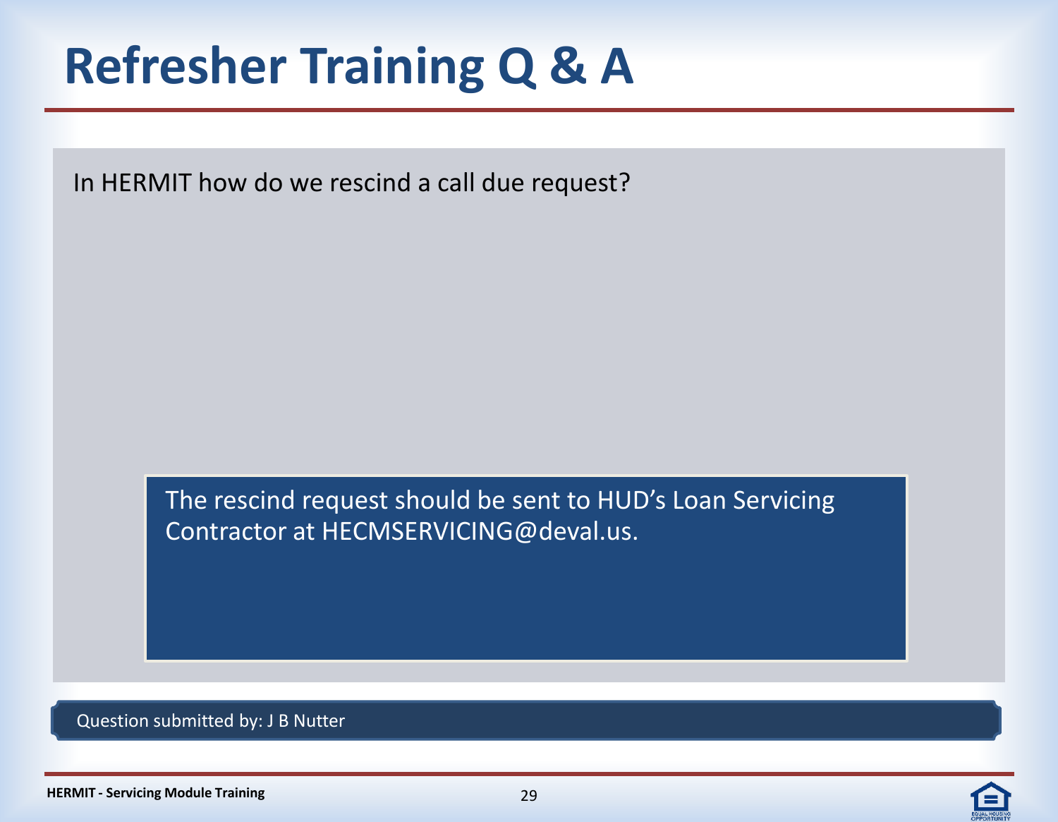# Refresher Training Q & A

In HERMIT how do we rescind a call due request?

The rescind request should be sent to HUD's Loan Servicing Contractor at HECMSERVICING@deval.us.

Question submitted by: J B Nutter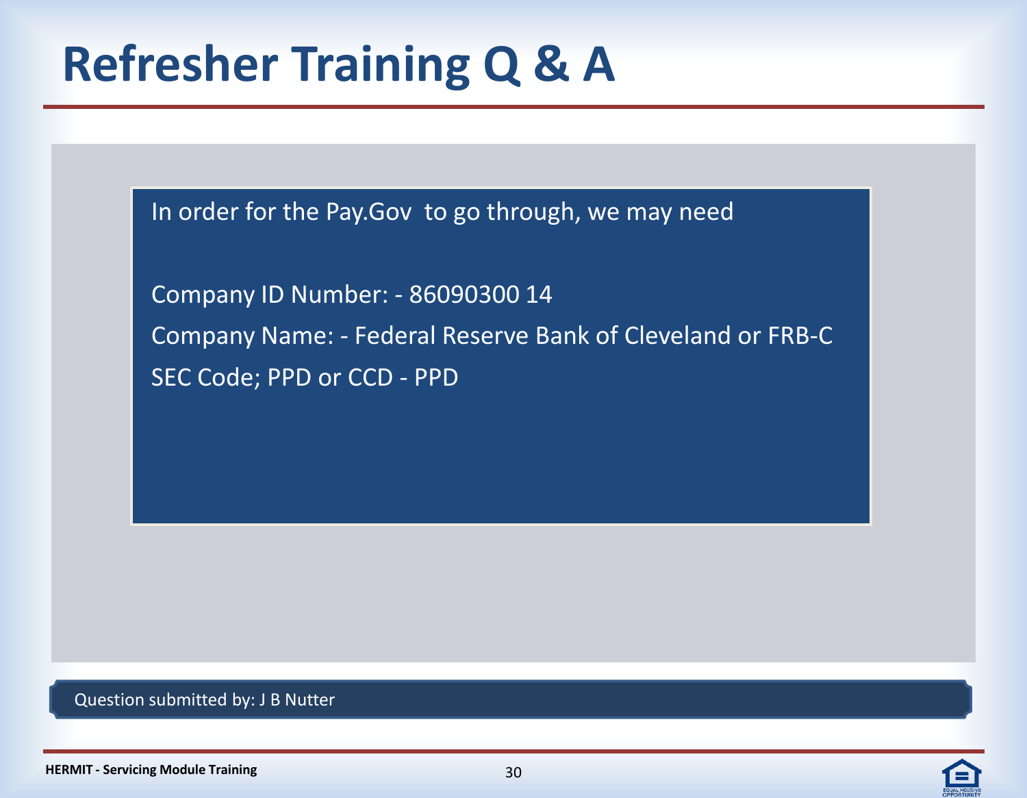# Refresher Training Q & A

In order for the Pay.Gov to go through, we may need

Company ID Number: - 86090300 14

Company Name: - Federal Reserve Bank of Cleveland or FRB-C

SEC Code; PPD or CCD - PPD

Question submitted by: J B Nutter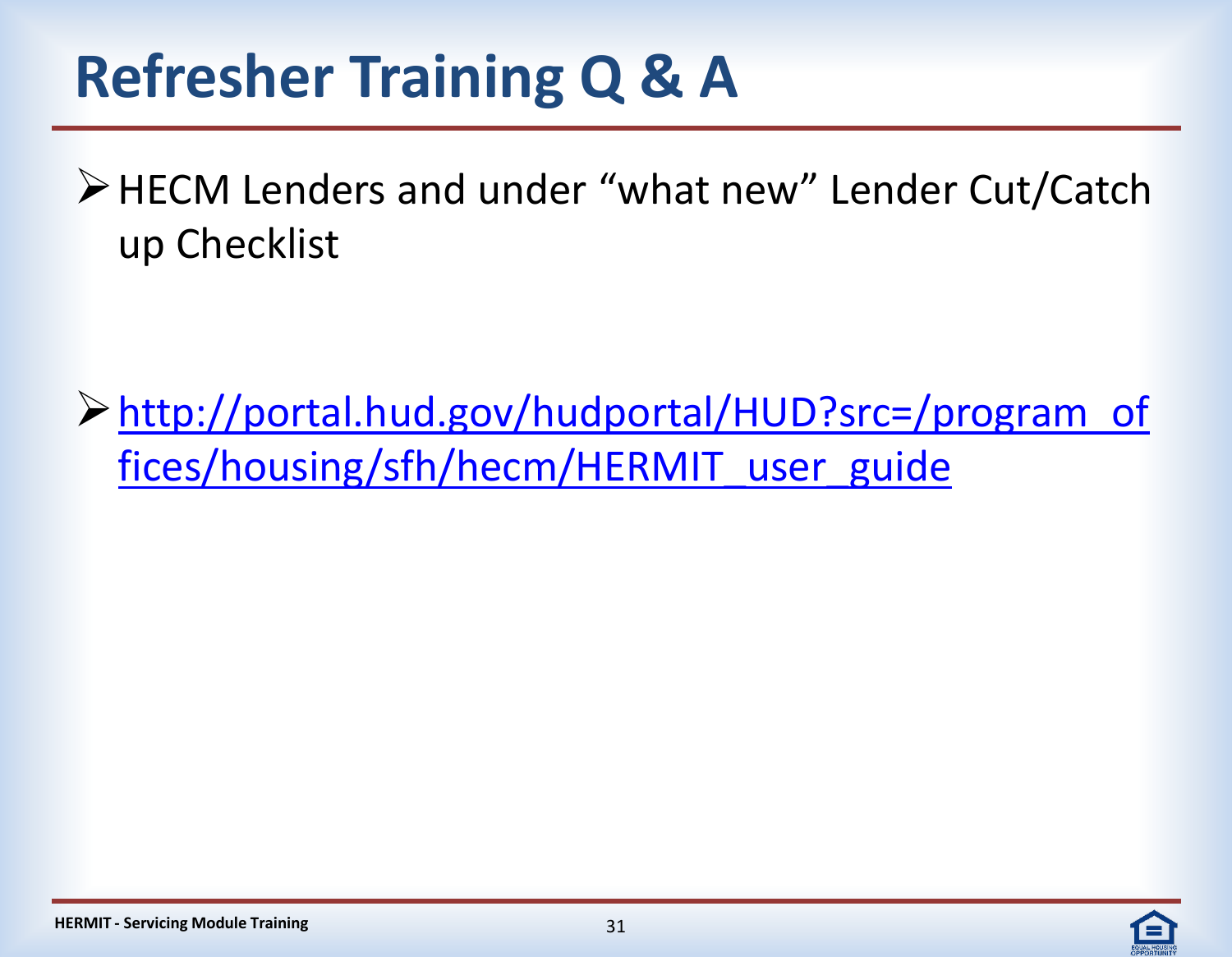# Refresher Training Q & A

- HECM Lenders and under "what new" Lender Cut/Catch up Checklist

- [http://portal.hud.gov/hudportal/HUD?src=/program_offices/housing/sfh/hecm/HERMIT_user_guide](http://portal.hud.gov/hudportal/HUD?src=/program_offices/housing/sfh/hecm/HERMIT_user_guide)